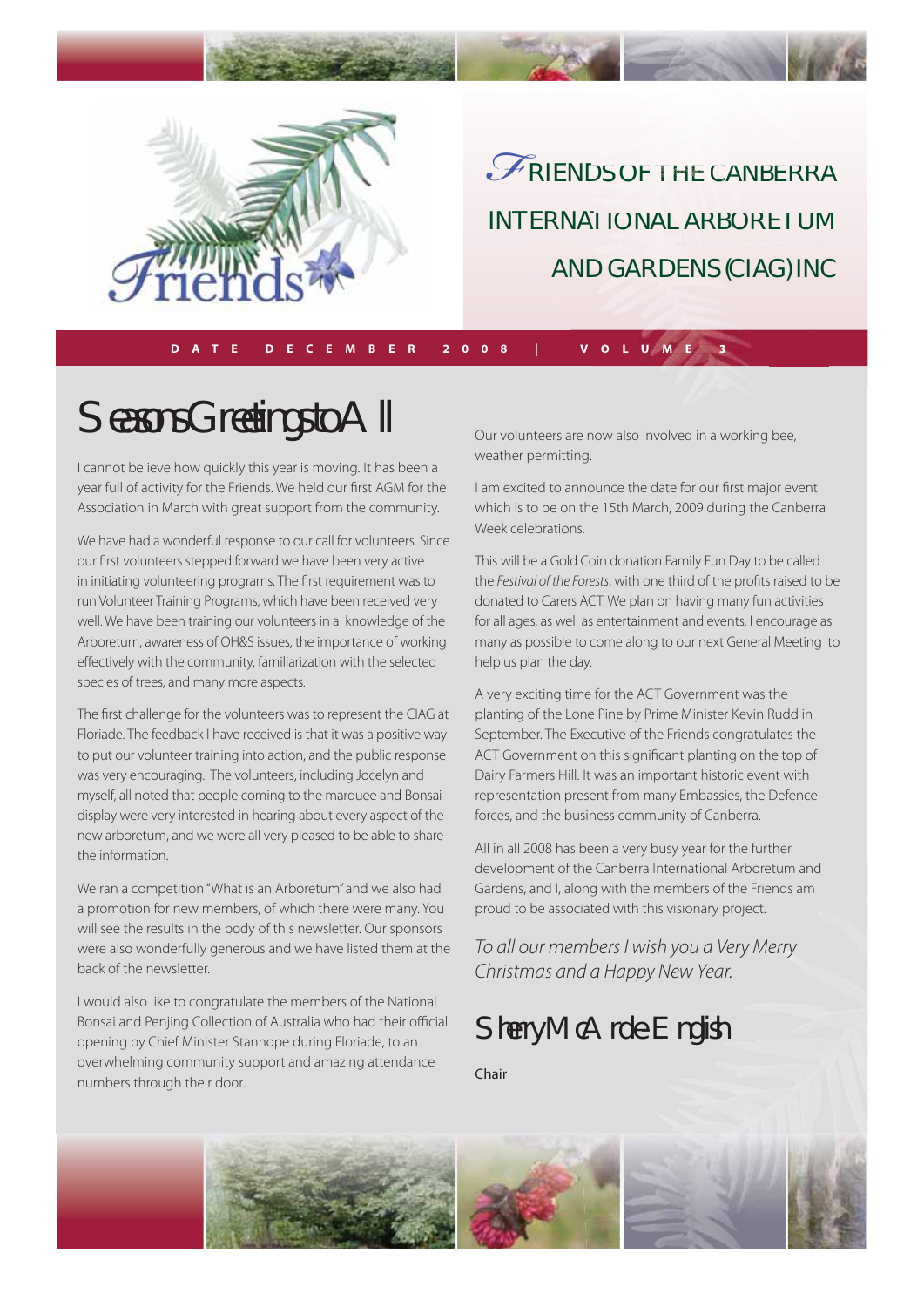# FRIENDS OF THE CANBERRA INTERNATIONAL ARBORETUM AND GARDENS (CIAG) INC

**DATE DECEMBER 2008 | VOLUME 3**

## Seasons Greetings to All

I cannot believe how quickly this year is moving. It has been a year full of activity for the Friends. We held our first AGM for the Association in March with great support from the community.

We have had a wonderful response to our call for volunteers. Since our first volunteers stepped forward we have been very active in initiating volunteering programs. The first requirement was to run Volunteer Training Programs, which have been received very well. We have been training our volunteers in a knowledge of the Arboretum, awareness of OH&S issues, the importance of working effectively with the community, familiarization with the selected species of trees, and many more aspects.

The first challenge for the volunteers was to represent the CIAG at Floriade. The feedback I have received is that it was a positive way to put our volunteer training into action, and the public response was very encouraging. The volunteers, including Jocelyn and myself, all noted that people coming to the marquee and Bonsai display were very interested in hearing about every aspect of the new arboretum, and we were all very pleased to be able to share the information.

We ran a competition "What is an Arboretum" and we also had a promotion for new members, of which there were many. You will see the results in the body of this newsletter. Our sponsors were also wonderfully generous and we have listed them at the back of the newsletter.

I would also like to congratulate the members of the National Bonsai and Penjing Collection of Australia who had their official opening by Chief Minister Stanhope during Floriade, to an overwhelming community support and amazing attendance numbers through their door.

Our volunteers are now also involved in a working bee, weather permitting.

I am excited to announce the date for our first major event which is to be on the 15th March, 2009 during the Canberra Week celebrations.

This will be a Gold Coin donation Family Fun Day to be called the *Festival of the Forests*, with one third of the profits raised to be donated to Carers ACT. We plan on having many fun activities for all ages, as well as entertainment and events. I encourage as many as possible to come along to our next General Meeting to help us plan the day.

A very exciting time for the ACT Government was the planting of the Lone Pine by Prime Minister Kevin Rudd in September. The Executive of the Friends congratulates the ACT Government on this significant planting on the top of Dairy Farmers Hill. It was an important historic event with representation present from many Embassies, the Defence forces, and the business community of Canberra.

All in all 2008 has been a very busy year for the further development of the Canberra International Arboretum and Gardens, and I, along with the members of the Friends am proud to be associated with this visionary project.

*To all our members I wish you a Very Merry Christmas and a Happy New Year.*

## Sherry McArdle English

Chair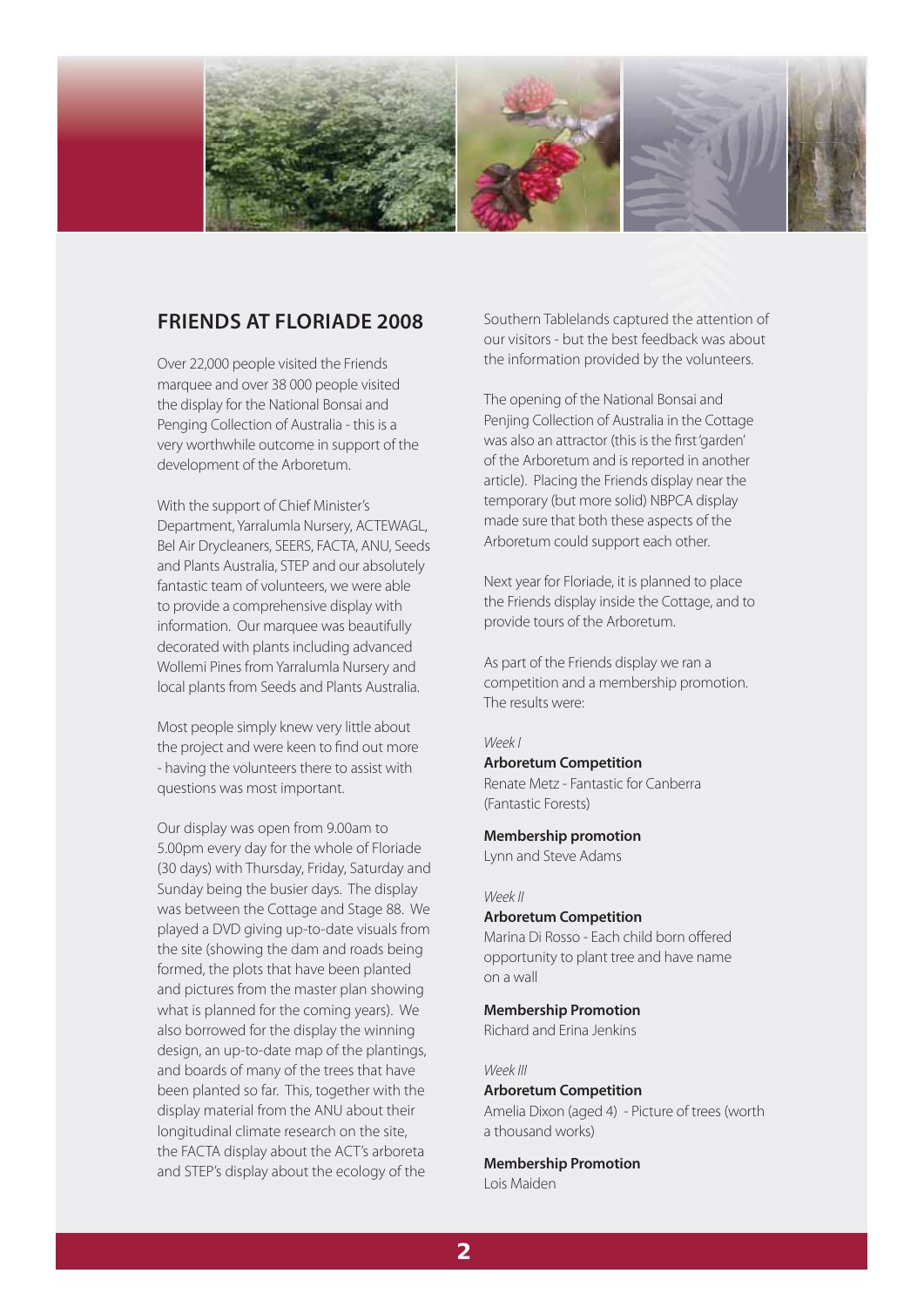## FRIENDS AT FLORIADE 2008

Over 22,000 people visited the Friends marquee and over 38 000 people visited the display for the National Bonsai and Penging Collection of Australia - this is a very worthwhile outcome in support of the development of the Arboretum.

With the support of Chief Minister's Department, Yarralumla Nursery, ACTEWAGL, Bel Air Drycleaners, SEERS, FACTA, ANU, Seeds and Plants Australia, STEP and our absolutely fantastic team of volunteers, we were able to provide a comprehensive display with information. Our marquee was beautifully decorated with plants including advanced Wollemi Pines from Yarralumla Nursery and local plants from Seeds and Plants Australia.

Most people simply knew very little about the project and were keen to find out more - having the volunteers there to assist with questions was most important.

Our display was open from 9.00am to 5.00pm every day for the whole of Floriade (30 days) with Thursday, Friday, Saturday and Sunday being the busier days. The display was between the Cottage and Stage 88. We played a DVD giving up-to-date visuals from the site (showing the dam and roads being formed, the plots that have been planted and pictures from the master plan showing what is planned for the coming years). We also borrowed for the display the winning design, an up-to-date map of the plantings, and boards of many of the trees that have been planted so far. This, together with the display material from the ANU about their longitudinal climate research on the site, the FACTA display about the ACT's arboreta and STEP's display about the ecology of the Southern Tablelands captured the attention of our visitors - but the best feedback was about the information provided by the volunteers.

The opening of the National Bonsai and Penjing Collection of Australia in the Cottage was also an attractor (this is the first 'garden' of the Arboretum and is reported in another article). Placing the Friends display near the temporary (but more solid) NBPCA display made sure that both these aspects of the Arboretum could support each other.

Next year for Floriade, it is planned to place the Friends display inside the Cottage, and to provide tours of the Arboretum.

As part of the Friends display we ran a competition and a membership promotion. The results were:

*Week I*

**Arboretum Competition**
Renate Metz - Fantastic for Canberra (Fantastic Forests)

**Membership promotion**
Lynn and Steve Adams

*Week II*

**Arboretum Competition**
Marina Di Rosso - Each child born offered opportunity to plant tree and have name on a wall

**Membership Promotion**
Richard and Erina Jenkins

*Week III*

**Arboretum Competition**
Amelia Dixon (aged 4) - Picture of trees (worth a thousand works)

**Membership Promotion**
Lois Maiden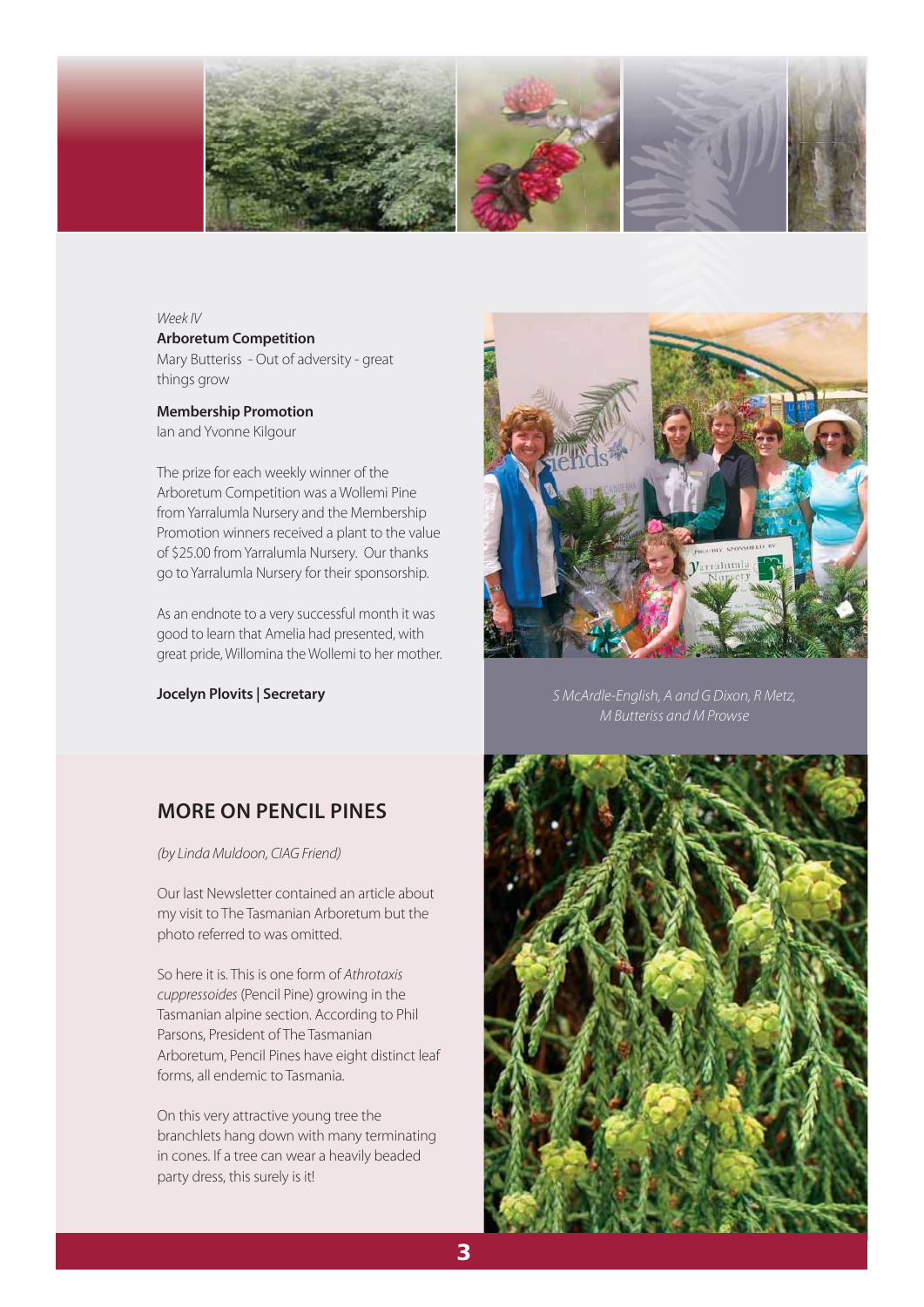*Week IV*

**Arboretum Competition**
Mary Butteriss - Out of adversity - great things grow

**Membership Promotion**
Ian and Yvonne Kilgour

The prize for each weekly winner of the Arboretum Competition was a Wollemi Pine from Yarralumla Nursery and the Membership Promotion winners received a plant to the value of $25.00 from Yarralumla Nursery. Our thanks go to Yarralumla Nursery for their sponsorship.

As an endnote to a very successful month it was good to learn that Amelia had presented, with great pride, Willomina the Wollemi to her mother.

**Jocelyn Plovits | Secretary**

*S McArdle-English, A and G Dixon, R Metz, M Butteriss and M Prowse*

## MORE ON PENCIL PINES

*(by Linda Muldoon, CIAG Friend)*

Our last Newsletter contained an article about my visit to The Tasmanian Arboretum but the photo referred to was omitted.

So here it is. This is one form of *Athrotaxis cuppressoides* (Pencil Pine) growing in the Tasmanian alpine section. According to Phil Parsons, President of The Tasmanian Arboretum, Pencil Pines have eight distinct leaf forms, all endemic to Tasmania.

On this very attractive young tree the branchlets hang down with many terminating in cones. If a tree can wear a heavily beaded party dress, this surely is it!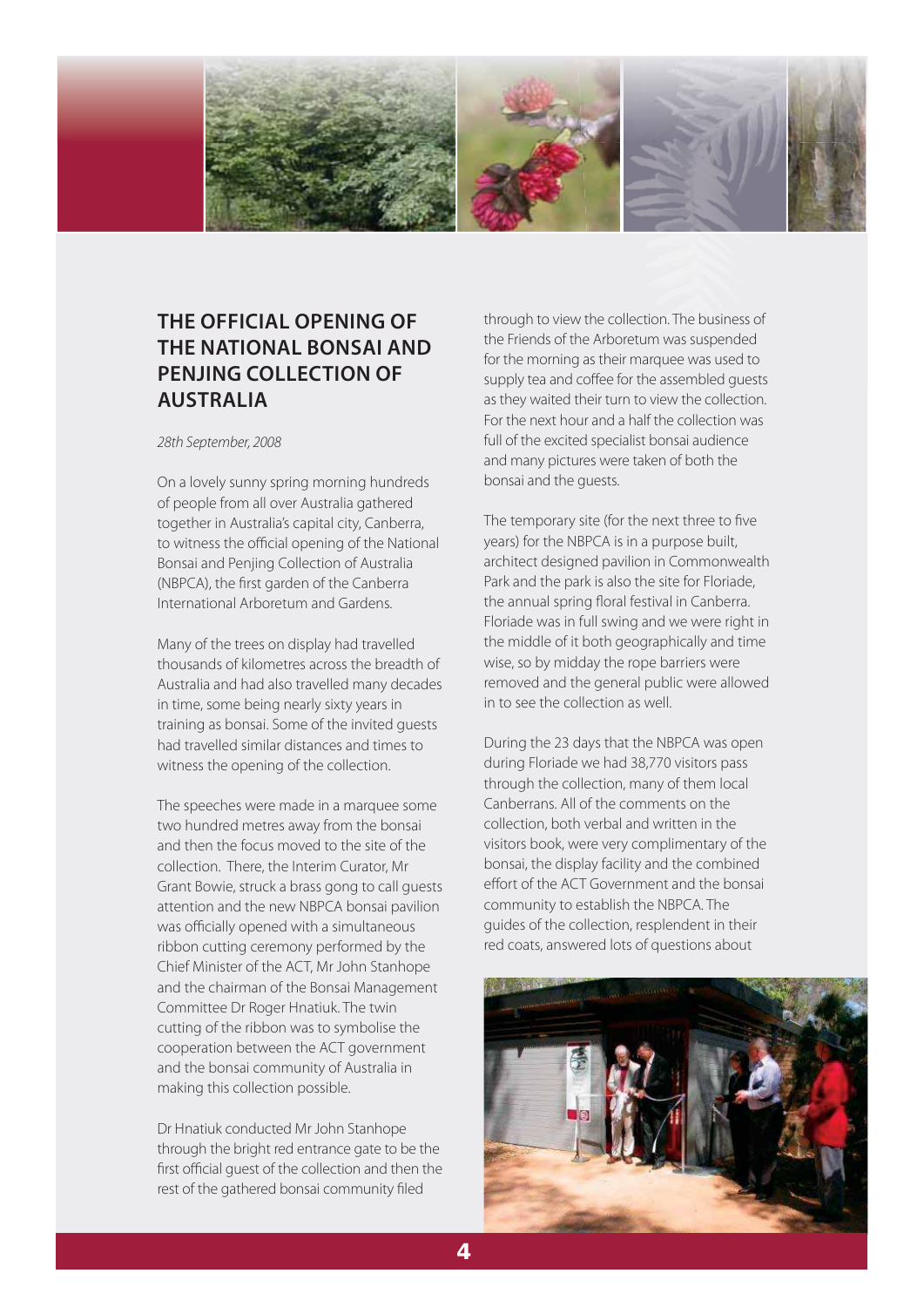# THE OFFICIAL OPENING OF THE NATIONAL BONSAI AND PENJING COLLECTION OF AUSTRALIA

*28th September, 2008*

On a lovely sunny spring morning hundreds of people from all over Australia gathered together in Australia's capital city, Canberra, to witness the official opening of the National Bonsai and Penjing Collection of Australia (NBPCA), the first garden of the Canberra International Arboretum and Gardens.

Many of the trees on display had travelled thousands of kilometres across the breadth of Australia and had also travelled many decades in time, some being nearly sixty years in training as bonsai. Some of the invited guests had travelled similar distances and times to witness the opening of the collection.

The speeches were made in a marquee some two hundred metres away from the bonsai and then the focus moved to the site of the collection. There, the Interim Curator, Mr Grant Bowie, struck a brass gong to call guests attention and the new NBPCA bonsai pavilion was officially opened with a simultaneous ribbon cutting ceremony performed by the Chief Minister of the ACT, Mr John Stanhope and the chairman of the Bonsai Management Committee Dr Roger Hnatiuk. The twin cutting of the ribbon was to symbolise the cooperation between the ACT government and the bonsai community of Australia in making this collection possible.

Dr Hnatiuk conducted Mr John Stanhope through the bright red entrance gate to be the first official guest of the collection and then the rest of the gathered bonsai community filed through to view the collection. The business of the Friends of the Arboretum was suspended for the morning as their marquee was used to supply tea and coffee for the assembled guests as they waited their turn to view the collection. For the next hour and a half the collection was full of the excited specialist bonsai audience and many pictures were taken of both the bonsai and the guests.

The temporary site (for the next three to five years) for the NBPCA is in a purpose built, architect designed pavilion in Commonwealth Park and the park is also the site for Floriade, the annual spring floral festival in Canberra. Floriade was in full swing and we were right in the middle of it both geographically and time wise, so by midday the rope barriers were removed and the general public were allowed in to see the collection as well.

During the 23 days that the NBPCA was open during Floriade we had 38,770 visitors pass through the collection, many of them local Canberrans. All of the comments on the collection, both verbal and written in the visitors book, were very complimentary of the bonsai, the display facility and the combined effort of the ACT Government and the bonsai community to establish the NBPCA. The guides of the collection, resplendent in their red coats, answered lots of questions about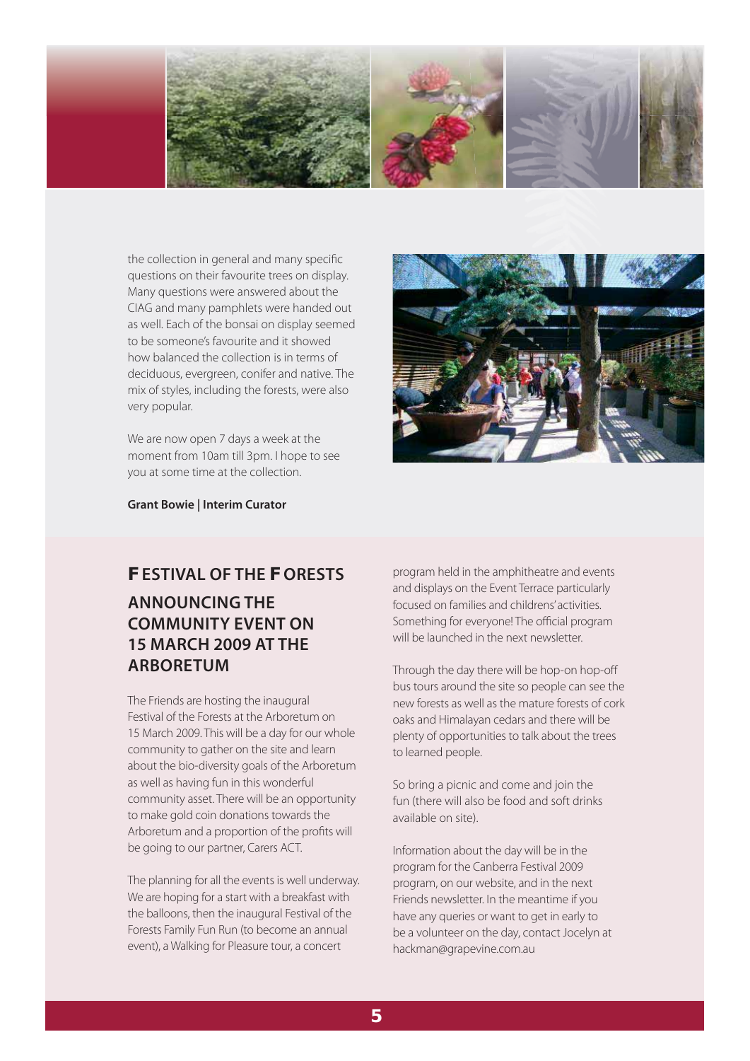the collection in general and many specific questions on their favourite trees on display. Many questions were answered about the CIAG and many pamphlets were handed out as well. Each of the bonsai on display seemed to be someone's favourite and it showed how balanced the collection is in terms of deciduous, evergreen, conifer and native. The mix of styles, including the forests, were also very popular.

We are now open 7 days a week at the moment from 10am till 3pm. I hope to see you at some time at the collection.

**Grant Bowie | Interim Curator**

## FESTIVAL OF THE FORESTS

### ANNOUNCING THE COMMUNITY EVENT ON 15 MARCH 2009 AT THE ARBORETUM

The Friends are hosting the inaugural Festival of the Forests at the Arboretum on 15 March 2009. This will be a day for our whole community to gather on the site and learn about the bio-diversity goals of the Arboretum as well as having fun in this wonderful community asset. There will be an opportunity to make gold coin donations towards the Arboretum and a proportion of the profits will be going to our partner, Carers ACT.

The planning for all the events is well underway. We are hoping for a start with a breakfast with the balloons, then the inaugural Festival of the Forests Family Fun Run (to become an annual event), a Walking for Pleasure tour, a concert program held in the amphitheatre and events and displays on the Event Terrace particularly focused on families and childrens' activities. Something for everyone! The official program will be launched in the next newsletter.

Through the day there will be hop-on hop-off bus tours around the site so people can see the new forests as well as the mature forests of cork oaks and Himalayan cedars and there will be plenty of opportunities to talk about the trees to learned people.

So bring a picnic and come and join the fun (there will also be food and soft drinks available on site).

Information about the day will be in the program for the Canberra Festival 2009 program, on our website, and in the next Friends newsletter. In the meantime if you have any queries or want to get in early to be a volunteer on the day, contact Jocelyn at hackman@grapevine.com.au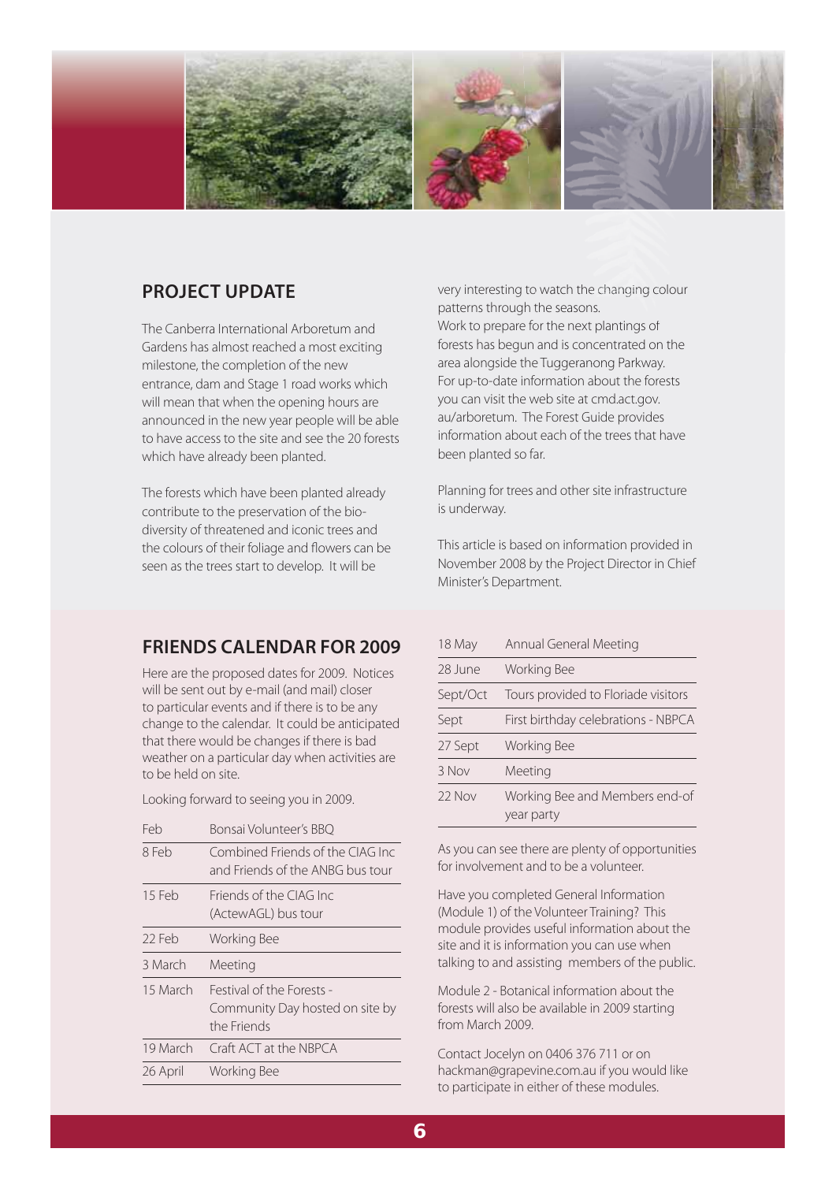## PROJECT UPDATE

The Canberra International Arboretum and Gardens has almost reached a most exciting milestone, the completion of the new entrance, dam and Stage 1 road works which will mean that when the opening hours are announced in the new year people will be able to have access to the site and see the 20 forests which have already been planted.

The forests which have been planted already contribute to the preservation of the bio-diversity of threatened and iconic trees and the colours of their foliage and flowers can be seen as the trees start to develop. It will be very interesting to watch the changing colour patterns through the seasons.

Work to prepare for the next plantings of forests has begun and is concentrated on the area alongside the Tuggeranong Parkway. For up-to-date information about the forests you can visit the web site at cmd.act.gov.au/arboretum. The Forest Guide provides information about each of the trees that have been planted so far.

Planning for trees and other site infrastructure is underway.

This article is based on information provided in November 2008 by the Project Director in Chief Minister's Department.

## FRIENDS CALENDAR FOR 2009

Here are the proposed dates for 2009. Notices will be sent out by e-mail (and mail) closer to particular events and if there is to be any change to the calendar. It could be anticipated that there would be changes if there is bad weather on a particular day when activities are to be held on site.

Looking forward to seeing you in 2009.

| | |
|---|---|
| Feb | Bonsai Volunteer's BBQ |
| 8 Feb | Combined Friends of the CIAG Inc and Friends of the ANBG bus tour |
| 15 Feb | Friends of the CIAG Inc (ActewAGL) bus tour |
| 22 Feb | Working Bee |
| 3 March | Meeting |
| 15 March | Festival of the Forests - Community Day hosted on site by the Friends |
| 19 March | Craft ACT at the NBPCA |
| 26 April | Working Bee |
| 18 May | Annual General Meeting |
| 28 June | Working Bee |
| Sept/Oct | Tours provided to Floriade visitors |
| Sept | First birthday celebrations - NBPCA |
| 27 Sept | Working Bee |
| 3 Nov | Meeting |
| 22 Nov | Working Bee and Members end-of year party |

As you can see there are plenty of opportunities for involvement and to be a volunteer.

Have you completed General Information (Module 1) of the Volunteer Training? This module provides useful information about the site and it is information you can use when talking to and assisting members of the public.

Module 2 - Botanical information about the forests will also be available in 2009 starting from March 2009.

Contact Jocelyn on 0406 376 711 or on hackman@grapevine.com.au if you would like to participate in either of these modules.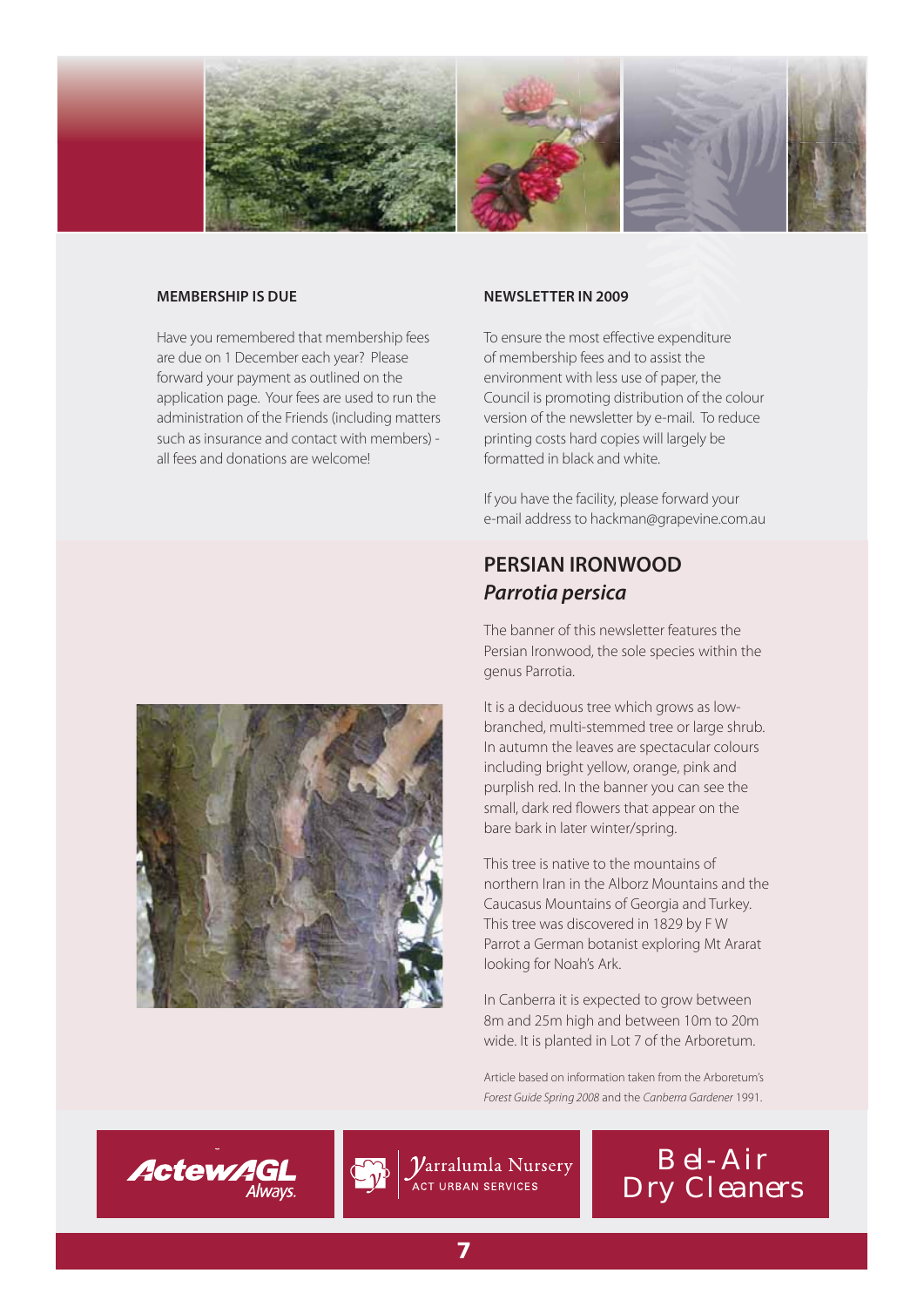## MEMBERSHIP IS DUE

Have you remembered that membership fees are due on 1 December each year? Please forward your payment as outlined on the application page. Your fees are used to run the administration of the Friends (including matters such as insurance and contact with members) - all fees and donations are welcome!

## NEWSLETTER IN 2009

To ensure the most effective expenditure of membership fees and to assist the environment with less use of paper, the Council is promoting distribution of the colour version of the newsletter by e-mail. To reduce printing costs hard copies will largely be formatted in black and white.

If you have the facility, please forward your e-mail address to hackman@grapevine.com.au

## PERSIAN IRONWOOD
### *Parrotia persica*

The banner of this newsletter features the Persian Ironwood, the sole species within the genus Parrotia.

It is a deciduous tree which grows as low-branched, multi-stemmed tree or large shrub. In autumn the leaves are spectacular colours including bright yellow, orange, pink and purplish red. In the banner you can see the small, dark red flowers that appear on the bare bark in later winter/spring.

This tree is native to the mountains of northern Iran in the Alborz Mountains and the Caucasus Mountains of Georgia and Turkey. This tree was discovered in 1829 by F W Parrot a German botanist exploring Mt Ararat looking for Noah's Ark.

In Canberra it is expected to grow between 8m and 25m high and between 10m to 20m wide. It is planted in Lot 7 of the Arboretum.

Article based on information taken from the Arboretum's *Forest Guide Spring 2008* and the *Canberra Gardener* 1991.

ActewAGL Always.

Yarralumla Nursery ACT URBAN SERVICES

Bel-Air Dry Cleaners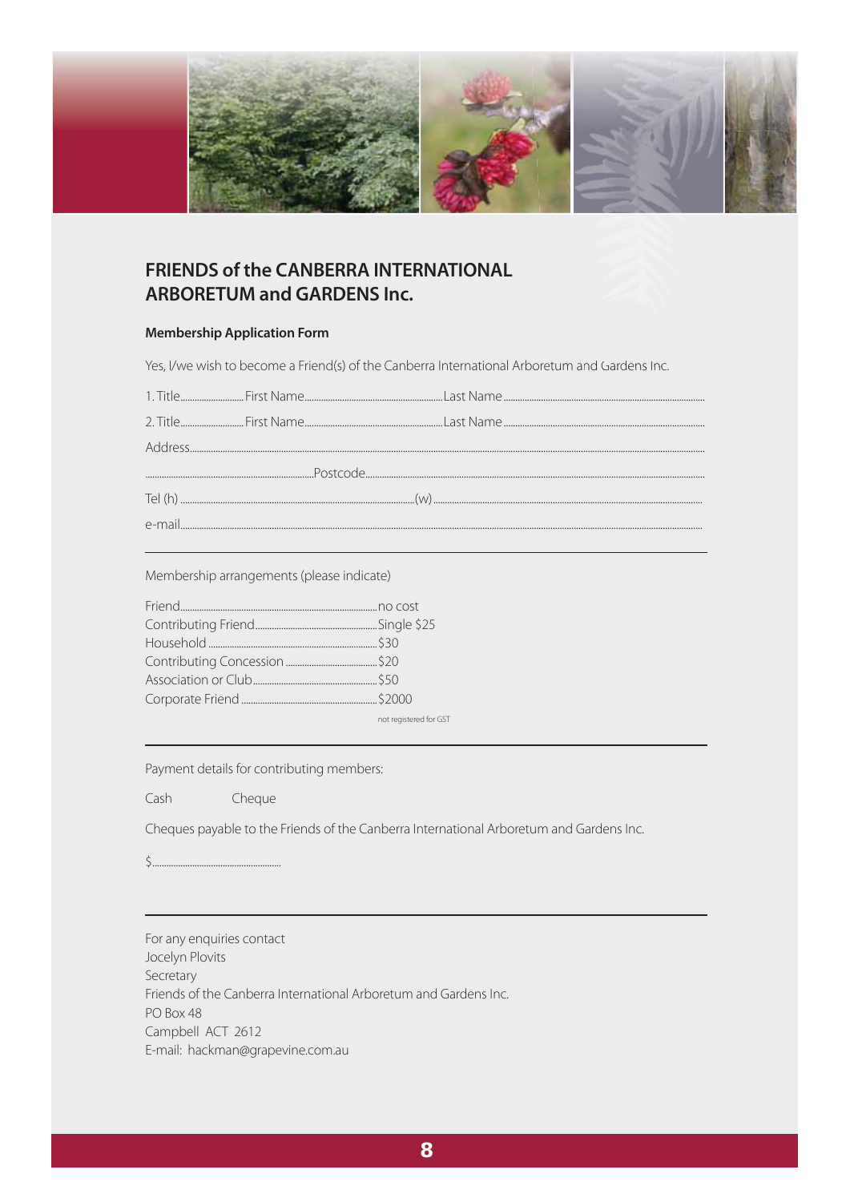## FRIENDS of the CANBERRA INTERNATIONAL ARBORETUM and GARDENS Inc.

**Membership Application Form**

Yes, I/we wish to become a Friend(s) of the Canberra International Arboretum and Gardens Inc.

1. Title.......................... First Name.......................................................... Last Name....................................................................................

2. Title.......................... First Name.......................................................... Last Name....................................................................................

Address.......................................................................................................................................................................................................

............................................................................Postcode.......................................................................................................................

Tel (h) ..............................................................................................(w)......................................................................................................

e-mail.........................................................................................................................................................................................................

---

Membership arrangements (please indicate)

Friend.........................................................................no cost
Contributing Friend.................................................Single $25
Household ......................................................................$30
Contributing Concession .......................................$20
Association or Club...................................................$50
Corporate Friend .......................................................$2000

not registered for GST

---

Payment details for contributing members:

Cash Cheque

Cheques payable to the Friends of the Canberra International Arboretum and Gardens Inc.

$.......................................................

---

For any enquiries contact
Jocelyn Plovits
Secretary
Friends of the Canberra International Arboretum and Gardens Inc.
PO Box 48
Campbell ACT 2612
E-mail: hackman@grapevine.com.au